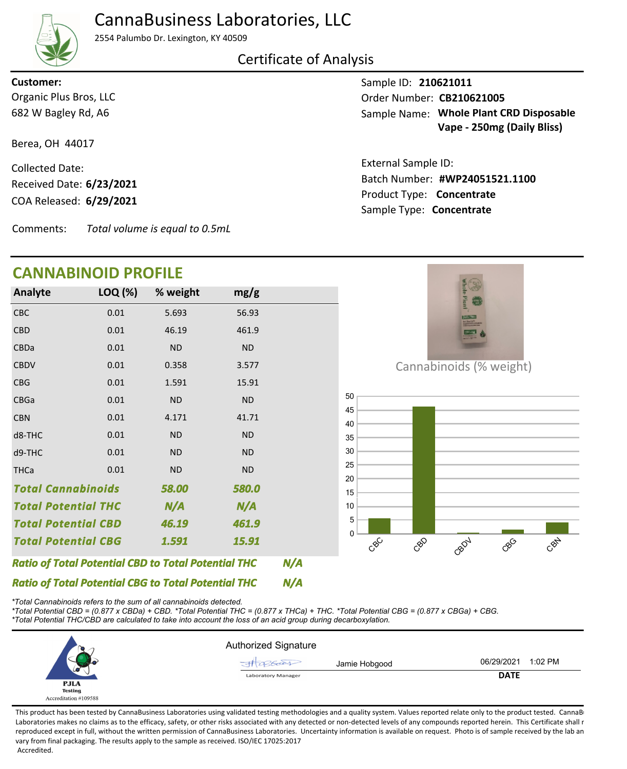# CannaBusiness Laboratories, LLC

2554 Palumbo Dr. Lexington, KY 40509

## Certificate of Analysis

**Customer:**
Organic Plus Bros, LLC
682 W Bagley Rd, A6

Berea, OH 44017

Collected Date:
Received Date: **6/23/2021**
COA Released: **6/29/2021**

Comments: *Total volume is equal to 0.5mL*

Sample ID: **210621011**
Order Number: **CB210621005**
Sample Name: **Whole Plant CRD Disposable Vape - 250mg (Daily Bliss)**

External Sample ID:
Batch Number: **#WP24051521.1100**
Product Type: **Concentrate**
Sample Type: **Concentrate**

## CANNABINOID PROFILE

| Analyte | LOQ (%) | % weight | mg/g |
|---|---|---|---|
| CBC | 0.01 | 5.693 | 56.93 |
| CBD | 0.01 | 46.19 | 461.9 |
| CBDa | 0.01 | ND | ND |
| CBDV | 0.01 | 0.358 | 3.577 |
| CBG | 0.01 | 1.591 | 15.91 |
| CBGa | 0.01 | ND | ND |
| CBN | 0.01 | 4.171 | 41.71 |
| d8-THC | 0.01 | ND | ND |
| d9-THC | 0.01 | ND | ND |
| THCa | 0.01 | ND | ND |
| ***Total Cannabinoids*** | | ***58.00*** | ***580.0*** |
| ***Total Potential THC*** | | ***N/A*** | ***N/A*** |
| ***Total Potential CBD*** | | ***46.19*** | ***461.9*** |
| ***Total Potential CBG*** | | ***1.591*** | ***15.91*** |

***Ratio of Total Potential CBD to Total Potential THC*** ***N/A***

***Ratio of Total Potential CBG to Total Potential THC*** ***N/A***

Cannabinoids (% weight)

*\*Total Cannabinoids refers to the sum of all cannabinoids detected.*
*\*Total Potential CBD = (0.877 x CBDa) + CBD. \*Total Potential THC = (0.877 x THCa) + THC. \*Total Potential CBG = (0.877 x CBGa) + CBG.*
*\*Total Potential THC/CBD are calculated to take into account the loss of an acid group during decarboxylation.*

PJLA Testing
Accreditation #109588

Authorized Signature

Jamie Hobgood
Laboratory Manager

06/29/2021 1:02 PM
**DATE**

This product has been tested by CannaBusiness Laboratories using validated testing methodologies and a quality system. Values reported relate only to the product tested. CannaBusiness Laboratories makes no claims as to the efficacy, safety, or other risks associated with any detected or non-detected levels of any compounds reported herein. This Certificate shall not be reproduced except in full, without the written permission of CannaBusiness Laboratories. Uncertainty information is available on request. Photo is of sample received by the lab and may vary from final packaging. The results apply to the sample as received. ISO/IEC 17025:2017 Accredited.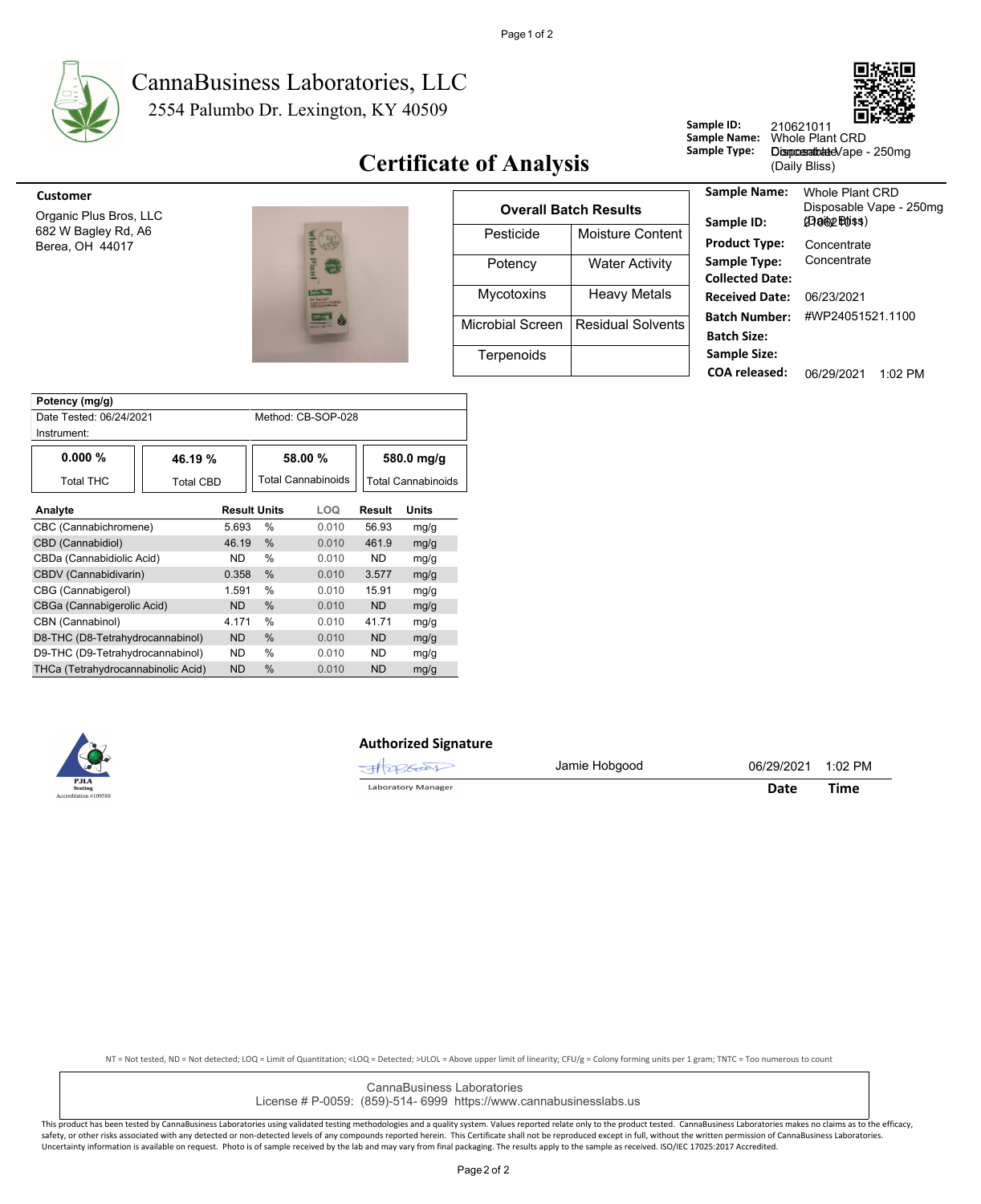# CannaBusiness Laboratories, LLC

2554 Palumbo Dr. Lexington, KY 40509

| | |
|---|---|
| **Sample ID:** | 210621011 |
| **Sample Name:** | Whole Plant CRD |
| **Sample Type:** | Disposable Vape - 250mg (Daily Bliss) |

# Certificate of Analysis

**Customer**

Organic Plus Bros, LLC
682 W Bagley Rd, A6
Berea, OH 44017

| Overall Batch Results | |
|---|---|
| Pesticide | Moisture Content |
| Potency | Water Activity |
| Mycotoxins | Heavy Metals |
| Microbial Screen | Residual Solvents |
| Terpenoids | |

| | |
|---|---|
| **Sample Name:** | Whole Plant CRD Disposable Vape - 250mg (Daily Bliss) |
| **Sample ID:** | 210621011 |
| **Product Type:** | Concentrate |
| **Sample Type:** | Concentrate |
| **Collected Date:** | |
| **Received Date:** | 06/23/2021 |
| **Batch Number:** | #WP24051521.1100 |
| **Batch Size:** | |
| **Sample Size:** | |
| **COA released:** | 06/29/2021 1:02 PM |

**Potency (mg/g)**

Date Tested: 06/24/2021 Method: CB-SOP-028

Instrument:

| 0.000 % | 46.19 % | 58.00 % | 580.0 mg/g |
|---|---|---|---|
| Total THC | Total CBD | Total Cannabinoids | Total Cannabinoids |

| Analyte | Result | Units | LOQ | Result | Units |
|---|---|---|---|---|---|
| CBC (Cannabichromene) | 5.693 | % | 0.010 | 56.93 | mg/g |
| CBD (Cannabidiol) | 46.19 | % | 0.010 | 461.9 | mg/g |
| CBDa (Cannabidiolic Acid) | ND | % | 0.010 | ND | mg/g |
| CBDV (Cannabidivarin) | 0.358 | % | 0.010 | 3.577 | mg/g |
| CBG (Cannabigerol) | 1.591 | % | 0.010 | 15.91 | mg/g |
| CBGa (Cannabigerolic Acid) | ND | % | 0.010 | ND | mg/g |
| CBN (Cannabinol) | 4.171 | % | 0.010 | 41.71 | mg/g |
| D8-THC (D8-Tetrahydrocannabinol) | ND | % | 0.010 | ND | mg/g |
| D9-THC (D9-Tetrahydrocannabinol) | ND | % | 0.010 | ND | mg/g |
| THCa (Tetrahydrocannabinolic Acid) | ND | % | 0.010 | ND | mg/g |

PJLA Testing Accreditation #109588

**Authorized Signature**

| Laboratory Manager | Jamie Hobgood | 06/29/2021 | 1:02 PM |
|---|---|---|---|
| | | **Date** | **Time** |

NT = Not tested, ND = Not detected; LOQ = Limit of Quantitation; <LOQ = Detected; >ULOL = Above upper limit of linearity; CFU/g = Colony forming units per 1 gram; TNTC = Too numerous to count

CannaBusiness Laboratories
License # P-0059: (859)-514- 6999 https://www.cannabusinesslabs.us

This product has been tested by CannaBusiness Laboratories using validated testing methodologies and a quality system. Values reported relate only to the product tested. CannaBusiness Laboratories makes no claims as to the efficacy, safety, or other risks associated with any detected or non-detected levels of any compounds reported herein. This Certificate shall not be reproduced except in full, without the written permission of CannaBusiness Laboratories. Uncertainty information is available on request. Photo is of sample received by the lab and may vary from final packaging. The results apply to the sample as received. ISO/IEC 17025:2017 Accredited.